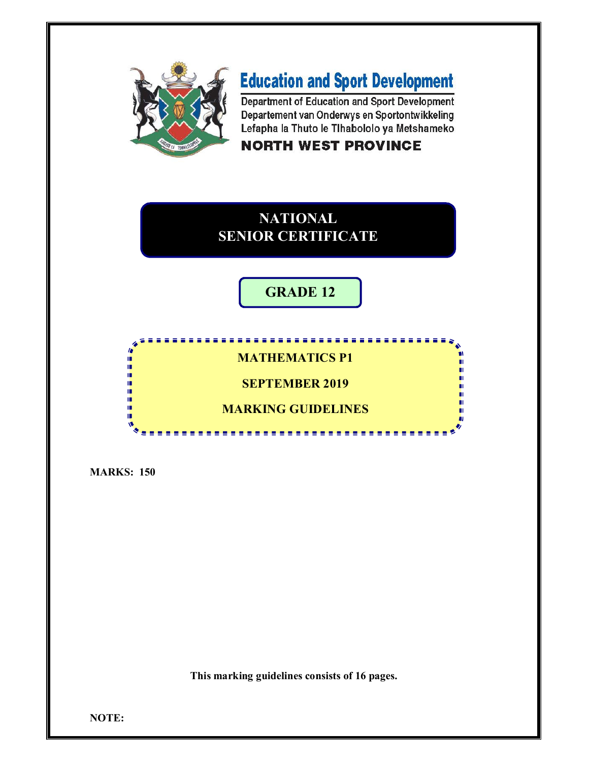**Education and Sport Development**

Department of Education and Sport Development
Departement van Onderwys en Sportontwikkeling
Lefapha la Thuto le Tlhabololo ya Metshameko

**NORTH WEST PROVINCE**

# NATIONAL SENIOR CERTIFICATE

## GRADE 12

## MATHEMATICS P1

## SEPTEMBER 2019

## MARKING GUIDELINES

**MARKS: 150**

**This marking guidelines consists of 16 pages.**

**NOTE:**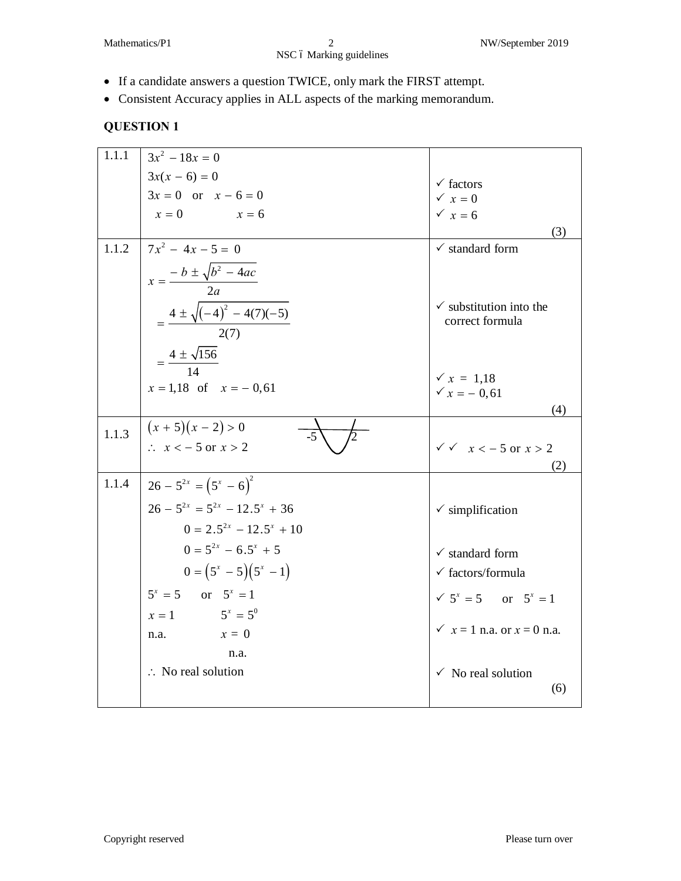- If a candidate answers a question TWICE, only mark the FIRST attempt.
- Consistent Accuracy applies in ALL aspects of the marking memorandum.

## QUESTION 1

| | | |
|---|---|---|
| 1.1.1 | $3x^2 - 18x = 0$<br>$3x(x-6) = 0$<br>$3x = 0$ or $x - 6 = 0$<br>$x = 0$ $\quad$ $x = 6$ | ✓ factors<br>✓ $x = 0$<br>✓ $x = 6$<br>(3) |
| 1.1.2 | $7x^2 - 4x - 5 = 0$<br>$x = \dfrac{-b \pm \sqrt{b^2 - 4ac}}{2a}$<br>$= \dfrac{4 \pm \sqrt{(-4)^2 - 4(7)(-5)}}{2(7)}$<br>$= \dfrac{4 \pm \sqrt{156}}{14}$<br>$x = 1{,}18$ of $x = -0{,}61$ | ✓ standard form<br>✓ substitution into the correct formula<br>✓ $x = 1{,}18$<br>✓ $x = -0{,}61$<br>(4) |
| 1.1.3 | $(x+5)(x-2) > 0$<br>$\therefore$ $x < -5$ or $x > 2$<br>[sketch of parabola with roots -5 and 2] | ✓✓ $x < -5$ or $x > 2$<br>(2) |
| 1.1.4 | $26 - 5^{2x} = (5^x - 6)^2$<br>$26 - 5^{2x} = 5^{2x} - 12.5^x + 36$<br>$0 = 2.5^{2x} - 12.5^x + 10$<br>$0 = 5^{2x} - 6.5^x + 5$<br>$0 = (5^x - 5)(5^x - 1)$<br>$5^x = 5$ or $5^x = 1$<br>$x = 1$ $\quad$ $5^x = 5^0$<br>n.a. $\quad$ $x = 0$<br>n.a.<br>$\therefore$ No real solution | ✓ simplification<br>✓ standard form<br>✓ factors/formula<br>✓ $5^x = 5$ or $5^x = 1$<br>✓ $x = 1$ n.a. or $x = 0$ n.a.<br>✓ No real solution<br>(6) |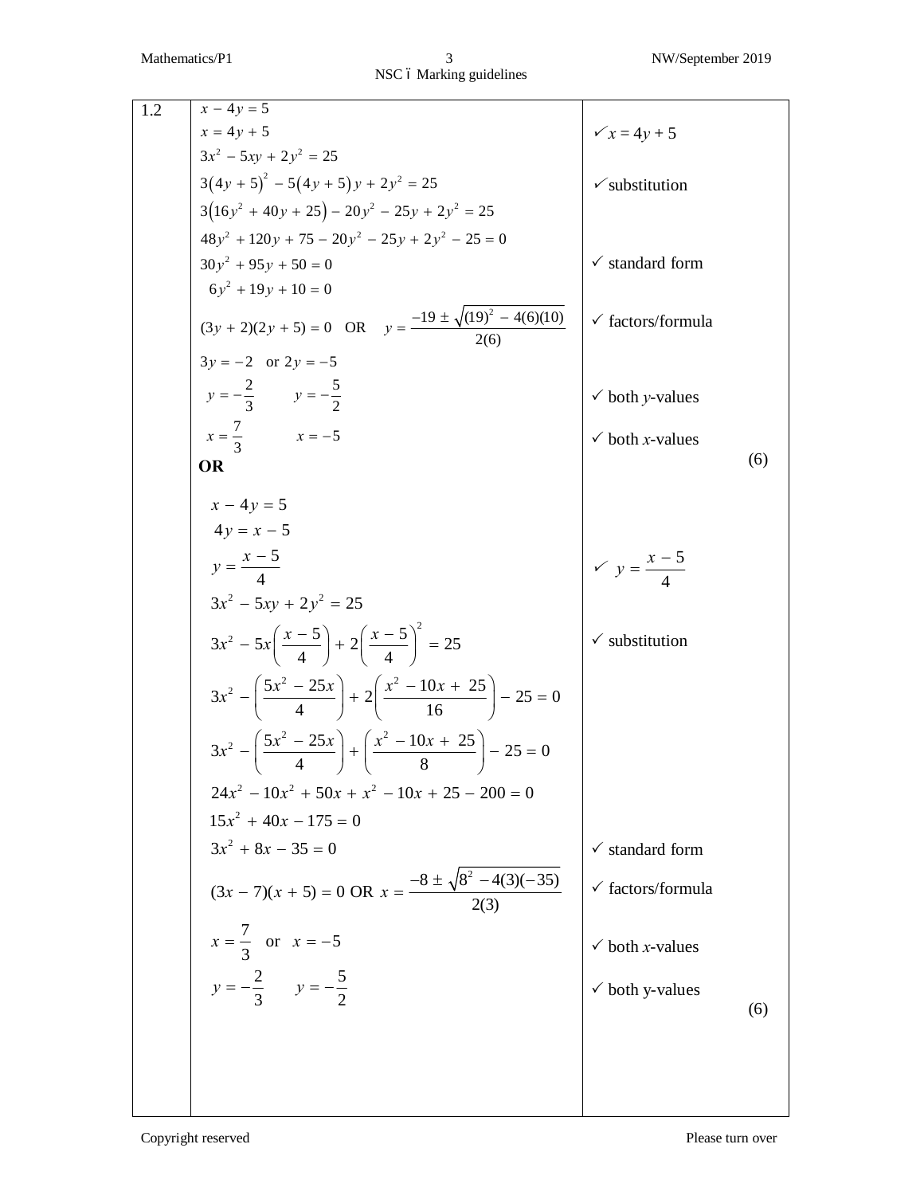| | | |
|---|---|---|
| 1.2 | $x - 4y = 5$<br>$x = 4y + 5$<br>$3x^2 - 5xy + 2y^2 = 25$<br>$3(4y+5)^2 - 5(4y+5)y + 2y^2 = 25$<br>$3(16y^2 + 40y + 25) - 20y^2 - 25y + 2y^2 = 25$<br>$48y^2 + 120y + 75 - 20y^2 - 25y + 2y^2 - 25 = 0$<br>$30y^2 + 95y + 50 = 0$<br>$6y^2 + 19y + 10 = 0$<br>$(3y+2)(2y+5) = 0$ OR $y = \frac{-19 \pm \sqrt{(19)^2 - 4(6)(10)}}{2(6)}$<br>$3y = -2$ or $2y = -5$<br>$y = -\frac{2}{3}$ $\quad y = -\frac{5}{2}$<br>$x = \frac{7}{3}$ $\quad x = -5$ | ✓ $x = 4y + 5$<br><br>✓ substitution<br><br><br>✓ standard form<br><br>✓ factors/formula<br><br>✓ both $y$-values<br>✓ both $x$-values<br>(6) |
| | **OR** | |
| | $x - 4y = 5$<br>$4y = x - 5$<br>$y = \frac{x-5}{4}$<br>$3x^2 - 5xy + 2y^2 = 25$<br>$3x^2 - 5x\left(\frac{x-5}{4}\right) + 2\left(\frac{x-5}{4}\right)^2 = 25$<br>$3x^2 - \left(\frac{5x^2 - 25x}{4}\right) + 2\left(\frac{x^2 - 10x + 25}{16}\right) - 25 = 0$<br>$3x^2 - \left(\frac{5x^2 - 25x}{4}\right) + \left(\frac{x^2 - 10x + 25}{8}\right) - 25 = 0$<br>$24x^2 - 10x^2 + 50x + x^2 - 10x + 25 - 200 = 0$<br>$15x^2 + 40x - 175 = 0$<br>$3x^2 + 8x - 35 = 0$<br>$(3x-7)(x+5) = 0$ OR $x = \frac{-8 \pm \sqrt{8^2 - 4(3)(-35)}}{2(3)}$<br>$x = \frac{7}{3}$ or $x = -5$<br>$y = -\frac{2}{3}$ $\quad y = -\frac{5}{2}$ | ✓ $y = \frac{x-5}{4}$<br><br>✓ substitution<br><br><br><br>✓ standard form<br>✓ factors/formula<br><br>✓ both $x$-values<br>✓ both y-values<br>(6) |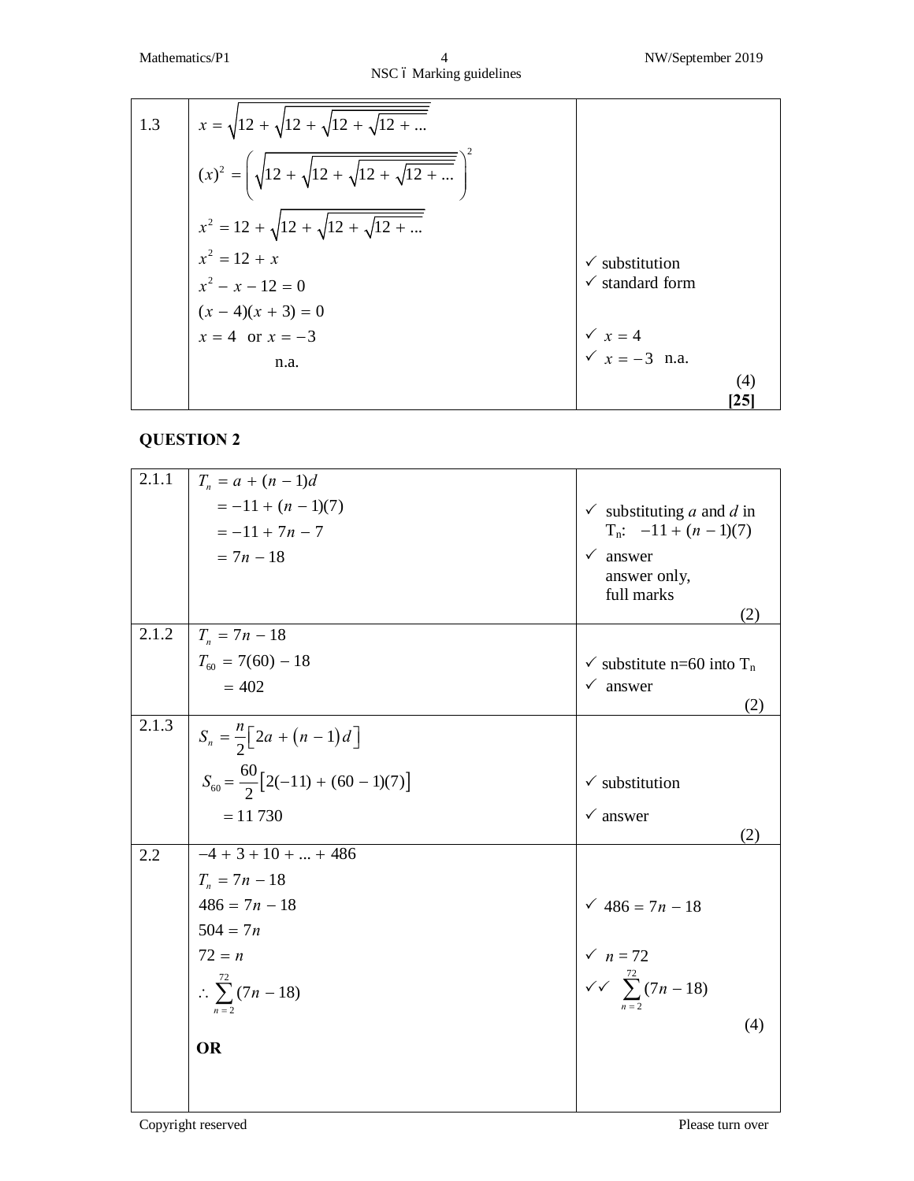| | | |
|---|---|---|
| 1.3 | $x = \sqrt{12 + \sqrt{12 + \sqrt{12 + \sqrt{12 + ...}}}}$ <br> $(x)^2 = \left(\sqrt{12 + \sqrt{12 + \sqrt{12 + \sqrt{12 + ...}}}}\right)^2$ <br> $x^2 = 12 + \sqrt{12 + \sqrt{12 + \sqrt{12 + ...}}}$ <br> $x^2 = 12 + x$ <br> $x^2 - x - 12 = 0$ <br> $(x - 4)(x + 3) = 0$ <br> $x = 4$ or $x = -3$ <br> n.a. | ✓ substitution <br> ✓ standard form <br><br> ✓ $x = 4$ <br> ✓ $x = -3$ n.a. <br> (4) <br> **[25]** |

## QUESTION 2

| | | |
|---|---|---|
| 2.1.1 | $T_n = a + (n-1)d$ <br> $= -11 + (n-1)(7)$ <br> $= -11 + 7n - 7$ <br> $= 7n - 18$ | ✓ substituting $a$ and $d$ in $T_n$: $-11 + (n-1)(7)$ <br> ✓ answer <br> answer only, full marks <br> (2) |
| 2.1.2 | $T_n = 7n - 18$ <br> $T_{60} = 7(60) - 18$ <br> $= 402$ | ✓ substitute n=60 into $T_n$ <br> ✓ answer <br> (2) |
| 2.1.3 | $S_n = \frac{n}{2}\left[2a + (n-1)d\right]$ <br> $S_{60} = \frac{60}{2}\left[2(-11) + (60-1)(7)\right]$ <br> $= 11\ 730$ | ✓ substitution <br> ✓ answer <br> (2) |
| 2.2 | $-4 + 3 + 10 + ... + 486$ <br> $T_n = 7n - 18$ <br> $486 = 7n - 18$ <br> $504 = 7n$ <br> $72 = n$ <br> $\therefore \sum_{n=2}^{72}(7n - 18)$ <br><br> **OR** | ✓ $486 = 7n - 18$ <br><br> ✓ $n = 72$ <br> ✓✓ $\sum_{n=2}^{72}(7n - 18)$ <br> (4) |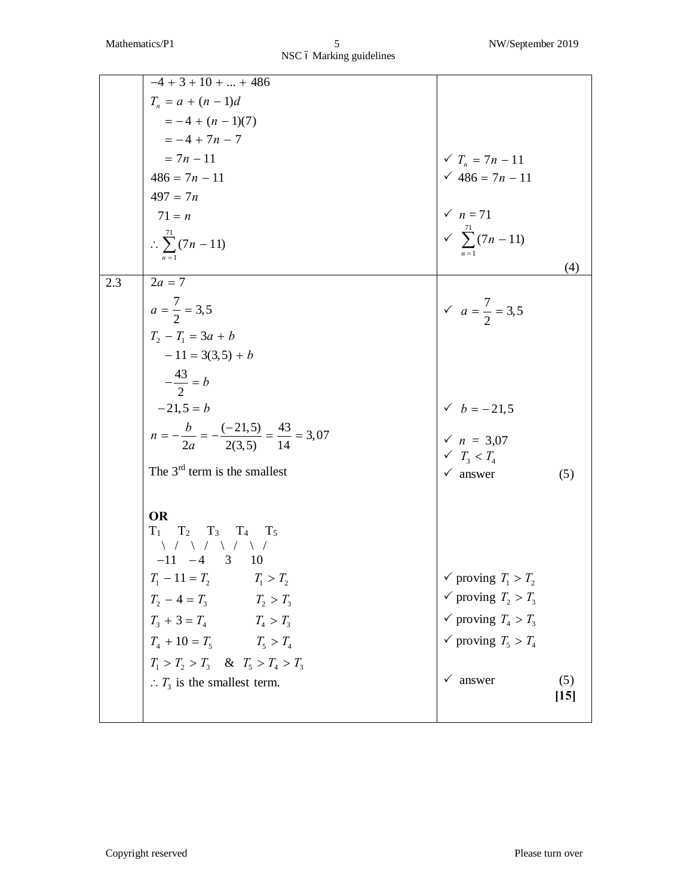| | | |
|---|---|---|
| | $-4+3+10+...+486$<br>$T_n = a+(n-1)d$<br>$= -4+(n-1)(7)$<br>$= -4+7n-7$<br>$= 7n-11$<br>$486 = 7n-11$<br>$497 = 7n$<br>$71 = n$<br>$\therefore \sum_{n=1}^{71}(7n-11)$ | ✓ $T_n = 7n-11$<br>✓ $486 = 7n-11$<br>✓ $n = 71$<br>✓ $\sum_{n=1}^{71}(7n-11)$<br>(4) |
| 2.3 | $2a = 7$<br>$a = \frac{7}{2} = 3,5$<br>$T_2 - T_1 = 3a+b$<br>$-11 = 3(3,5)+b$<br>$-\frac{43}{2} = b$<br>$-21,5 = b$<br>$n = -\frac{b}{2a} = -\frac{(-21,5)}{2(3,5)} = \frac{43}{14} = 3,07$<br>The 3rd term is the smallest<br><br>**OR**<br>$T_1 \quad T_2 \quad T_3 \quad T_4 \quad T_5$<br>$-11 \quad -4 \quad 3 \quad 10$<br>$T_1 - 11 = T_2 \qquad T_1 > T_2$<br>$T_2 - 4 = T_3 \qquad T_2 > T_3$<br>$T_3 + 3 = T_4 \qquad T_4 > T_3$<br>$T_4 + 10 = T_5 \qquad T_5 > T_4$<br>$T_1 > T_2 > T_3 \quad \& \quad T_5 > T_4 > T_3$<br>$\therefore T_3$ is the smallest term. | ✓ $a = \frac{7}{2} = 3,5$<br>✓ $b = -21,5$<br>✓ $n = 3,07$<br>✓ $T_3 < T_4$<br>✓ answer (5)<br><br>✓ proving $T_1 > T_2$<br>✓ proving $T_2 > T_3$<br>✓ proving $T_4 > T_3$<br>✓ proving $T_5 > T_4$<br>✓ answer (5)<br>**[15]** |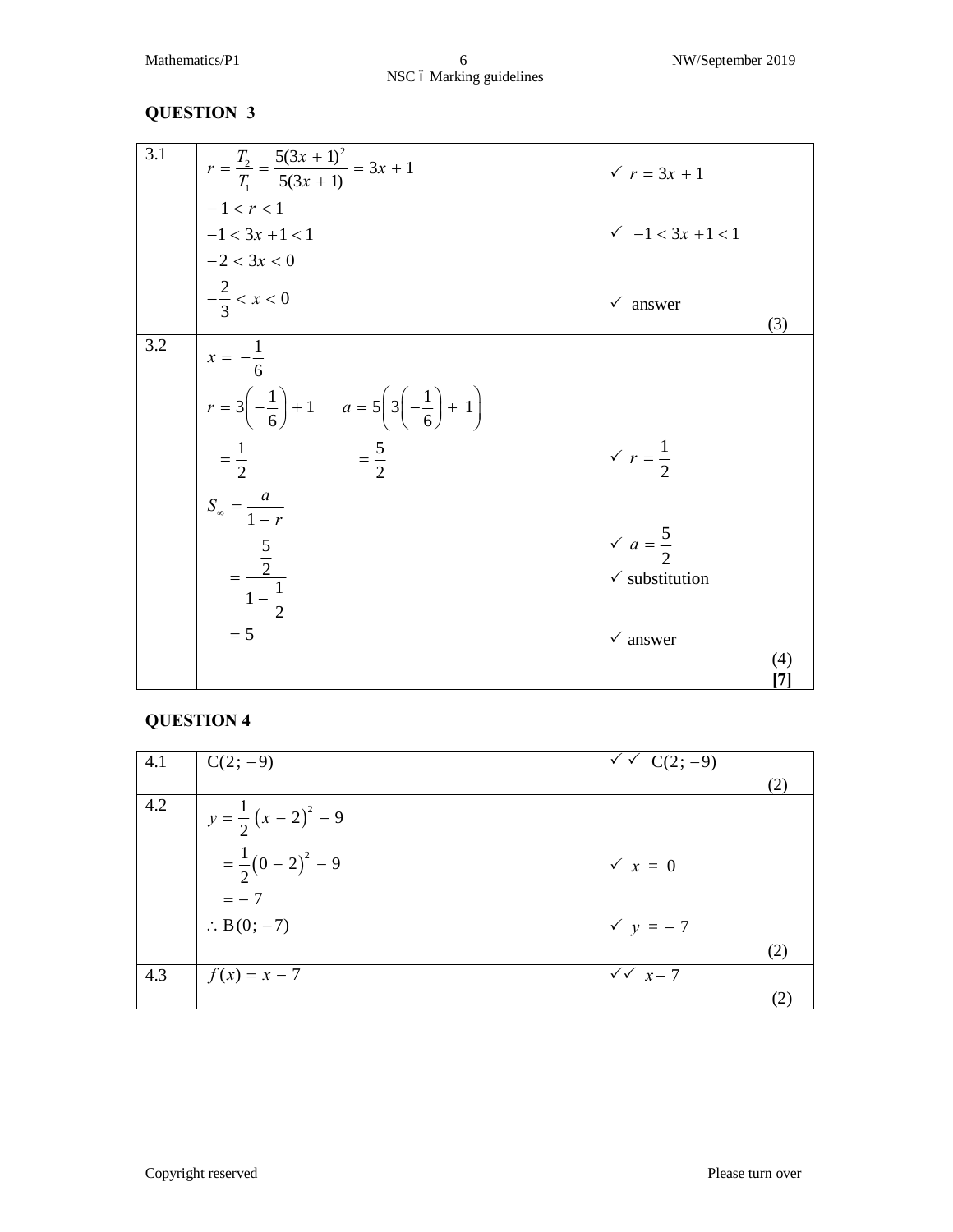## QUESTION 3

| | | |
|---|---|---|
| 3.1 | $r = \frac{T_2}{T_1} = \frac{5(3x+1)^2}{5(3x+1)} = 3x+1$ <br> $-1 < r < 1$ <br> $-1 < 3x+1 < 1$ <br> $-2 < 3x < 0$ <br> $-\frac{2}{3} < x < 0$ | ✓ $r = 3x+1$ <br> ✓ $-1 < 3x+1 < 1$ <br> ✓ answer <br> (3) |
| 3.2 | $x = -\frac{1}{6}$ <br> $r = 3\left(-\frac{1}{6}\right)+1 \quad a = 5\left(3\left(-\frac{1}{6}\right)+1\right)$ <br> $= \frac{1}{2} \quad\quad = \frac{5}{2}$ <br> $S_\infty = \frac{a}{1-r}$ <br> $= \frac{\frac{5}{2}}{1-\frac{1}{2}}$ <br> $= 5$ | ✓ $r = \frac{1}{2}$ <br> ✓ $a = \frac{5}{2}$ <br> ✓ substitution <br> ✓ answer <br> (4) <br> **[7]** |

## QUESTION 4

| | | |
|---|---|---|
| 4.1 | $C(2;-9)$ | ✓✓ $C(2;-9)$ <br> (2) |
| 4.2 | $y = \frac{1}{2}(x-2)^2 - 9$ <br> $= \frac{1}{2}(0-2)^2 - 9$ <br> $= -7$ <br> $\therefore B(0;-7)$ | ✓ $x = 0$ <br> ✓ $y = -7$ <br> (2) |
| 4.3 | $f(x) = x - 7$ | ✓✓ $x-7$ <br> (2) |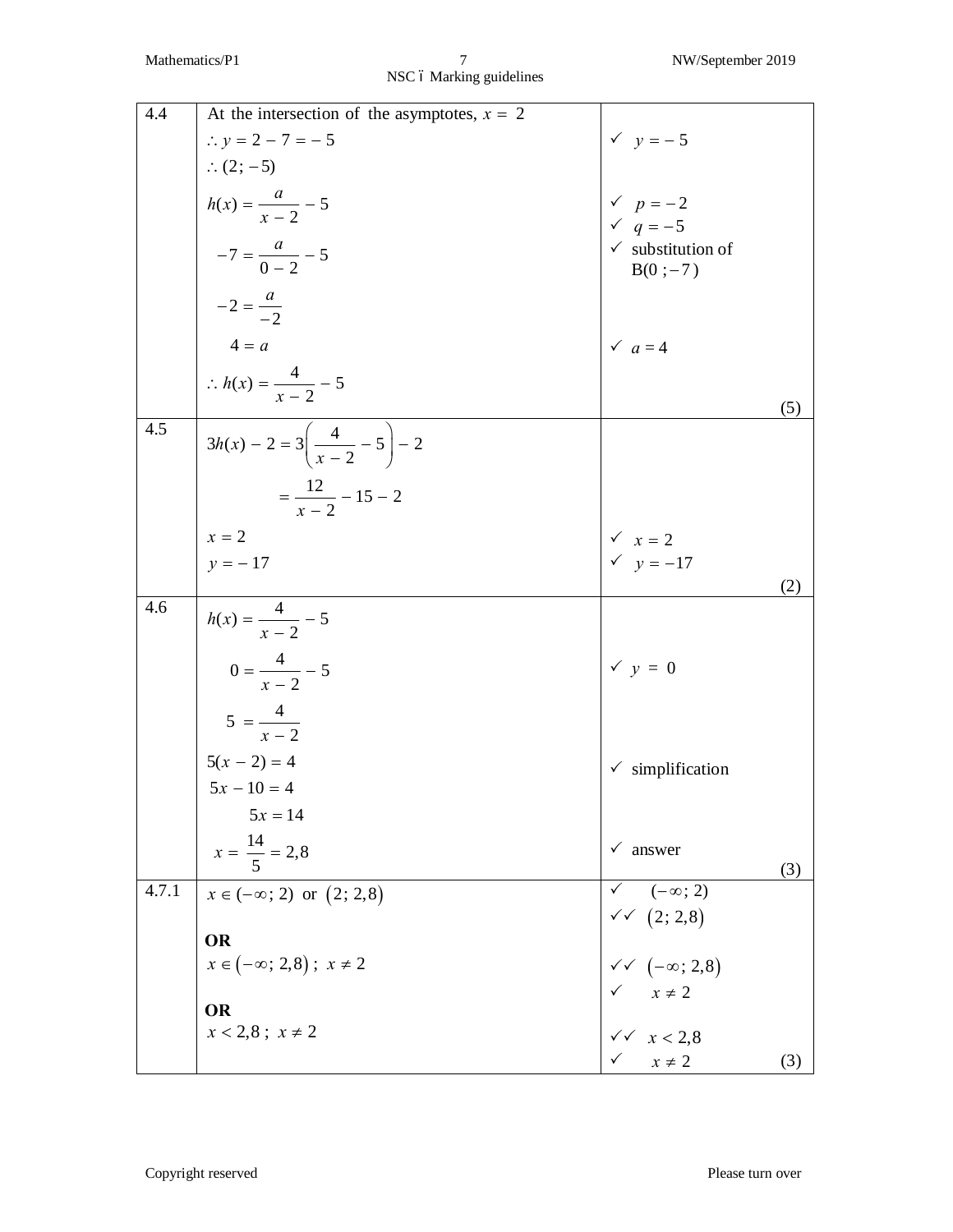| | | |
|---|---|---|
| 4.4 | At the intersection of the asymptotes, $x = 2$<br>$\therefore y = 2 - 7 = -5$<br>$\therefore (2; -5)$<br>$h(x) = \dfrac{a}{x-2} - 5$<br>$-7 = \dfrac{a}{0-2} - 5$<br>$-2 = \dfrac{a}{-2}$<br>$4 = a$<br>$\therefore h(x) = \dfrac{4}{x-2} - 5$ | ✓ $y = -5$<br>✓ $p = -2$<br>✓ $q = -5$<br>✓ substitution of B$(0; -7)$<br>✓ $a = 4$<br>(5) |
| 4.5 | $3h(x) - 2 = 3\left(\dfrac{4}{x-2} - 5\right) - 2$<br>$= \dfrac{12}{x-2} - 15 - 2$<br>$x = 2$<br>$y = -17$ | ✓ $x = 2$<br>✓ $y = -17$<br>(2) |
| 4.6 | $h(x) = \dfrac{4}{x-2} - 5$<br>$0 = \dfrac{4}{x-2} - 5$<br>$5 = \dfrac{4}{x-2}$<br>$5(x-2) = 4$<br>$5x - 10 = 4$<br>$5x = 14$<br>$x = \dfrac{14}{5} = 2{,}8$ | ✓ $y = 0$<br>✓ simplification<br>✓ answer<br>(3) |
| 4.7.1 | $x \in (-\infty; 2)$ or $(2; 2{,}8)$<br>**OR**<br>$x \in (-\infty; 2{,}8)$ ; $x \neq 2$<br>**OR**<br>$x < 2{,}8$ ; $x \neq 2$ | ✓ $(-\infty; 2)$<br>✓✓ $(2; 2{,}8)$<br>✓✓ $(-\infty; 2{,}8)$<br>✓ $x \neq 2$<br>✓✓ $x < 2{,}8$<br>✓ $x \neq 2$<br>(3) |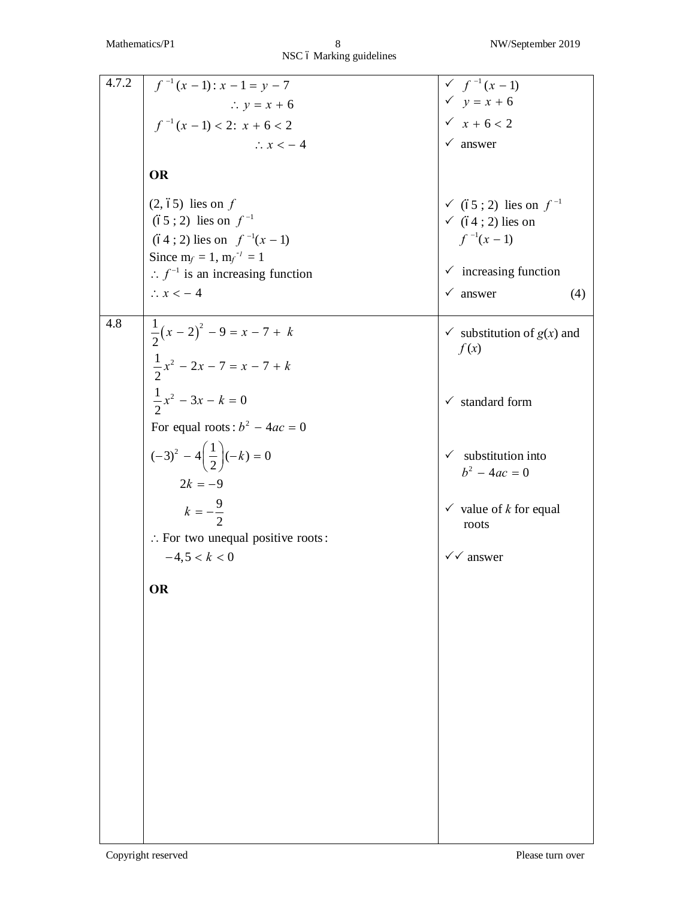| | | |
|---|---|---|
| 4.7.2 | $f^{-1}(x-1): x-1 = y-7$<br>$\therefore y = x+6$<br>$f^{-1}(x-1) < 2:\ x+6 < 2$<br>$\therefore x < -4$<br><br>**OR**<br><br>$(2, -5)$ lies on $f$<br>$(-5 ; 2)$ lies on $f^{-1}$<br>$(-4 ; 2)$ lies on $f^{-1}(x-1)$<br>Since $m_f = 1$, $m_{f^{-1}} = 1$<br>$\therefore f^{-1}$ is an increasing function<br>$\therefore x < -4$ | ✓ $f^{-1}(x-1)$<br>✓ $y = x+6$<br>✓ $x+6 < 2$<br>✓ answer<br><br><br><br>✓ $(-5 ; 2)$ lies on $f^{-1}$<br>✓ $(-4 ; 2)$ lies on $f^{-1}(x-1)$<br><br>✓ increasing function<br>✓ answer (4) |
| 4.8 | $\frac{1}{2}(x-2)^2 - 9 = x - 7 + k$<br>$\frac{1}{2}x^2 - 2x - 7 = x - 7 + k$<br>$\frac{1}{2}x^2 - 3x - k = 0$<br>For equal roots: $b^2 - 4ac = 0$<br>$(-3)^2 - 4\left(\frac{1}{2}\right)(-k) = 0$<br>$2k = -9$<br>$k = -\frac{9}{2}$<br>$\therefore$ For two unequal positive roots:<br>$-4{,}5 < k < 0$<br><br>**OR** | ✓ substitution of $g(x)$ and $f(x)$<br><br>✓ standard form<br><br>✓ substitution into $b^2 - 4ac = 0$<br><br>✓ value of $k$ for equal roots<br><br>✓✓ answer |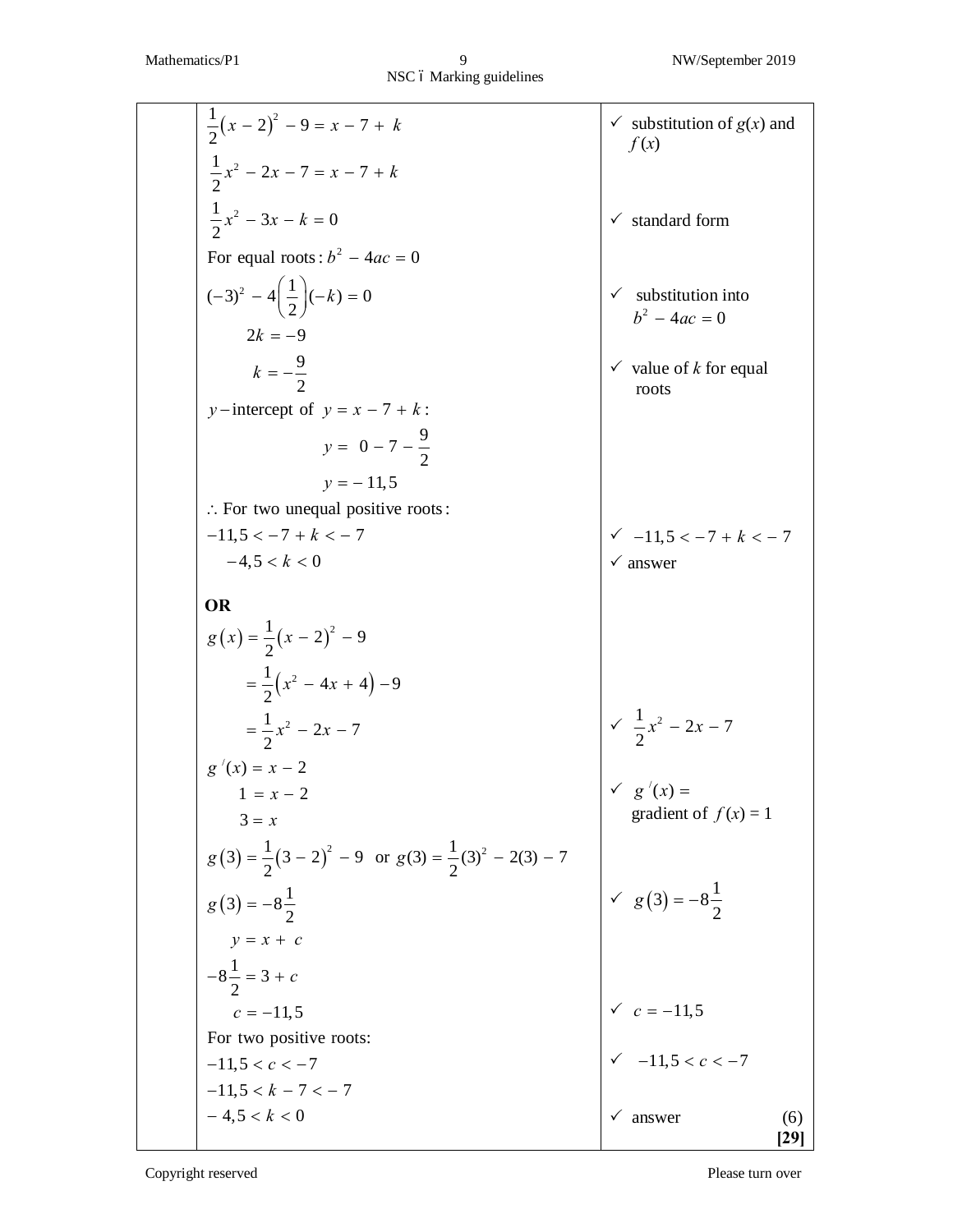| | | |
|---|---|---|
| | $\frac{1}{2}(x-2)^2 - 9 = x - 7 + k$ | ✓ substitution of $g(x)$ and $f(x)$ |
| | $\frac{1}{2}x^2 - 2x - 7 = x - 7 + k$ | |
| | $\frac{1}{2}x^2 - 3x - k = 0$ | ✓ standard form |
| | For equal roots : $b^2 - 4ac = 0$ | |
| | $(-3)^2 - 4\left(\frac{1}{2}\right)(-k) = 0$ | ✓ substitution into $b^2 - 4ac = 0$ |
| | $2k = -9$ | |
| | $k = -\frac{9}{2}$ | ✓ value of $k$ for equal roots |
| | $y$ – intercept of $y = x - 7 + k$ : | |
| | $y = 0 - 7 - \frac{9}{2}$ | |
| | $y = -11,5$ | |
| | $\therefore$ For two unequal positive roots : | |
| | $-11,5 < -7 + k < -7$ | ✓ $-11,5 < -7 + k < -7$ |
| | $-4,5 < k < 0$ | ✓ answer |
| | **OR** | |
| | $g(x) = \frac{1}{2}(x-2)^2 - 9$ | |
| | $= \frac{1}{2}(x^2 - 4x + 4) - 9$ | |
| | $= \frac{1}{2}x^2 - 2x - 7$ | ✓ $\frac{1}{2}x^2 - 2x - 7$ |
| | $g'(x) = x - 2$ | |
| | $1 = x - 2$ | ✓ $g'(x) =$ gradient of $f(x) = 1$ |
| | $3 = x$ | |
| | $g(3) = \frac{1}{2}(3-2)^2 - 9$ or $g(3) = \frac{1}{2}(3)^2 - 2(3) - 7$ | |
| | $g(3) = -8\frac{1}{2}$ | ✓ $g(3) = -8\frac{1}{2}$ |
| | $y = x + c$ | |
| | $-8\frac{1}{2} = 3 + c$ | |
| | $c = -11,5$ | ✓ $c = -11,5$ |
| | For two positive roots: | |
| | $-11,5 < c < -7$ | ✓ $-11,5 < c < -7$ |
| | $-11,5 < k - 7 < -7$ | |
| | $-4,5 < k < 0$ | ✓ answer (6) **[29]** |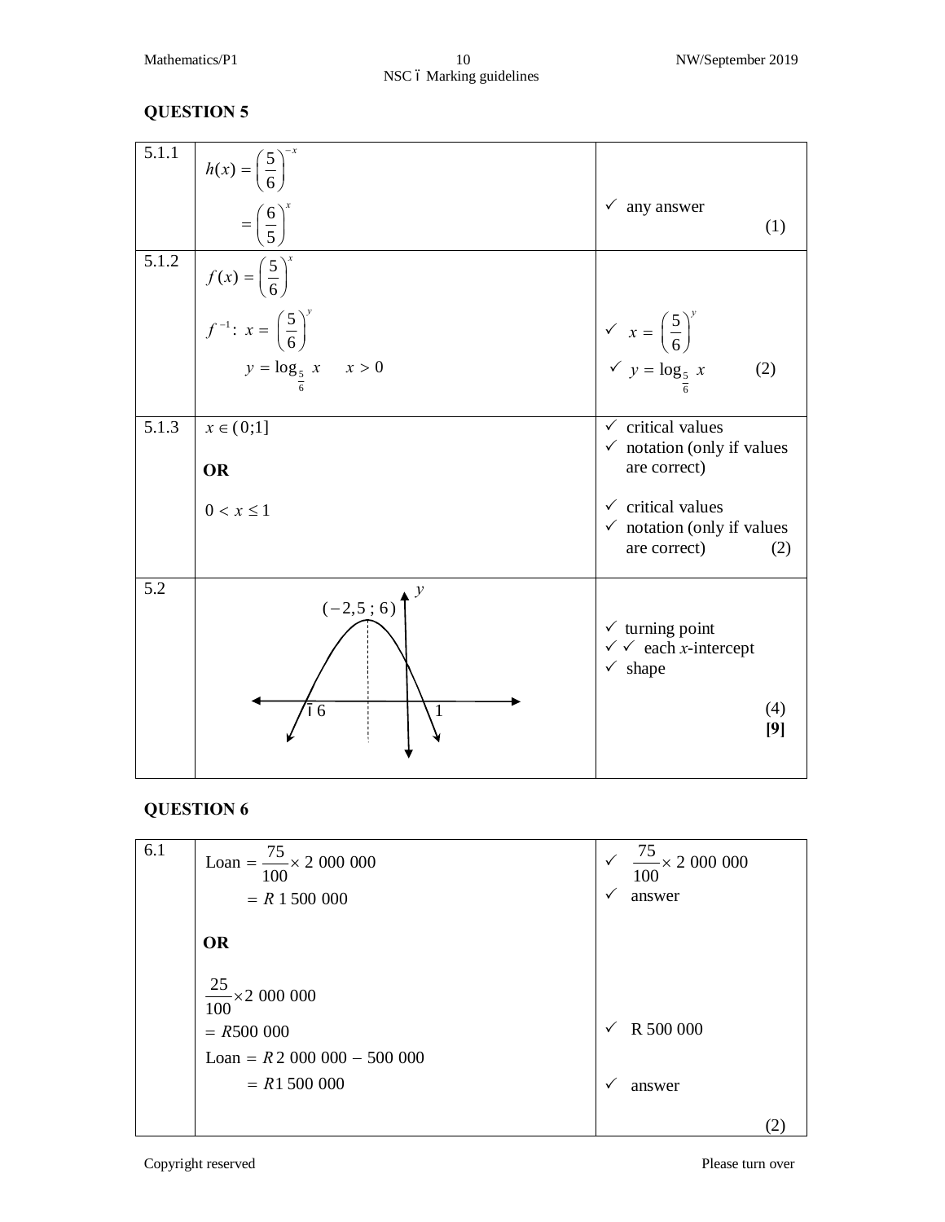## QUESTION 5

| | | |
|---|---|---|
| 5.1.1 | $h(x) = \left(\frac{5}{6}\right)^{-x}$ <br> $= \left(\frac{6}{5}\right)^{x}$ | ✓ any answer (1) |
| 5.1.2 | $f(x) = \left(\frac{5}{6}\right)^{x}$ <br> $f^{-1}: \ x = \left(\frac{5}{6}\right)^{y}$ <br> $y = \log_{\frac{5}{6}} x \qquad x > 0$ | ✓ $x = \left(\frac{5}{6}\right)^{y}$ <br> ✓ $y = \log_{\frac{5}{6}} x$ (2) |
| 5.1.3 | $x \in (0;1]$ <br> **OR** <br> $0 < x \leq 1$ | ✓ critical values <br> ✓ notation (only if values are correct) <br><br> ✓ critical values <br> ✓ notation (only if values are correct) (2) |
| 5.2 | Graph: turning point $(-2,5 ; 6)$; x-intercepts $-6$ and $1$ | ✓ turning point <br> ✓ ✓ each *x*-intercept <br> ✓ shape <br><br> (4) <br> **[9]** |

## QUESTION 6

| | | |
|---|---|---|
| 6.1 | $\text{Loan} = \frac{75}{100} \times 2\ 000\ 000$ <br> $= R\ 1\ 500\ 000$ <br><br> **OR** <br><br> $\frac{25}{100} \times 2\ 000\ 000$ <br> $= R500\ 000$ <br> $\text{Loan} = R\ 2\ 000\ 000 - 500\ 000$ <br> $= R1\ 500\ 000$ | ✓ $\frac{75}{100} \times 2\ 000\ 000$ <br> ✓ answer <br><br><br><br> ✓ R 500 000 <br><br> ✓ answer <br><br> (2) |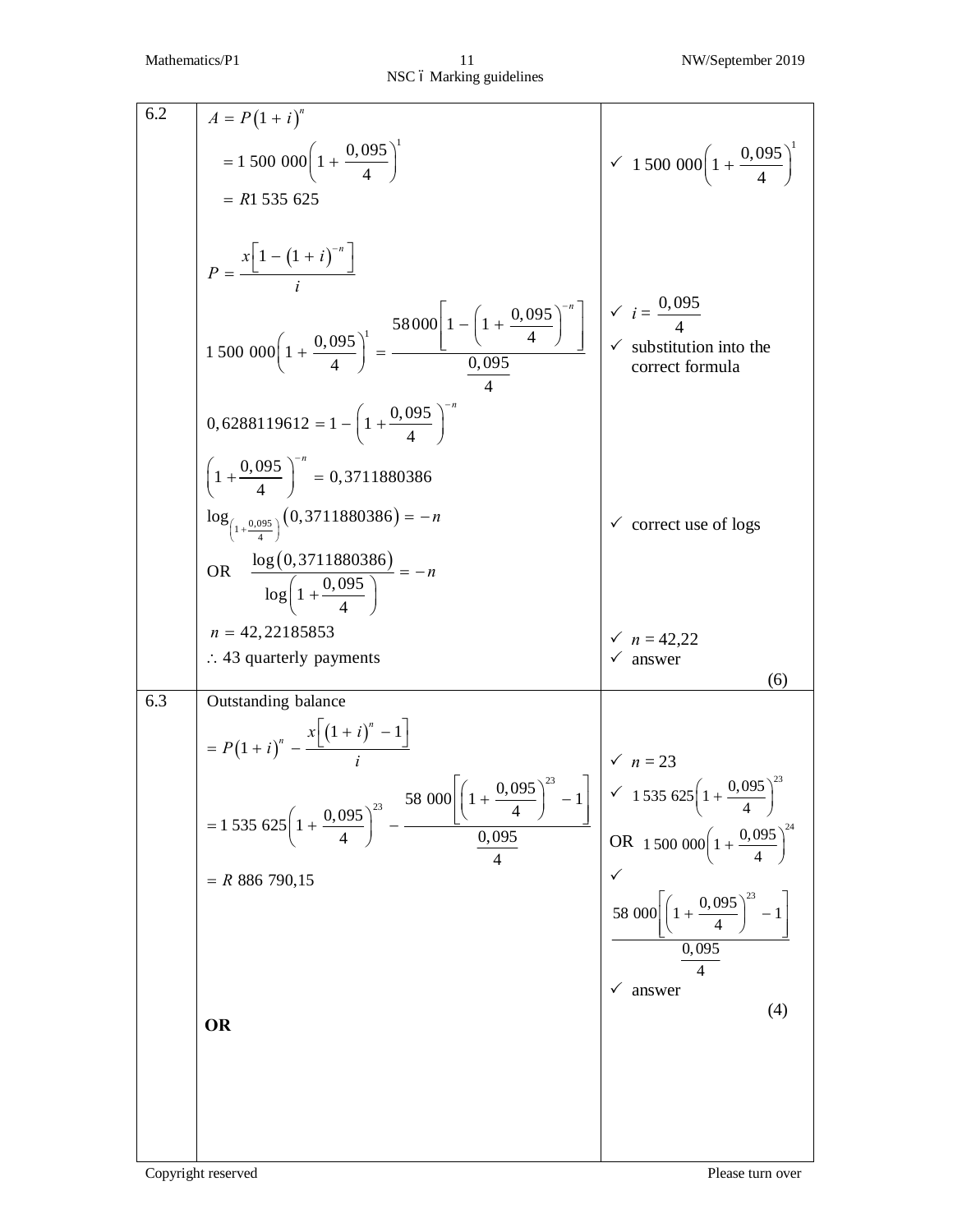| | | |
|---|---|---|
| 6.2 | $A = P(1+i)^n$<br>$= 1\ 500\ 000\left(1+\frac{0,095}{4}\right)^1$<br>$= R1\ 535\ 625$<br><br>$P = \frac{x\left[1-(1+i)^{-n}\right]}{i}$<br><br>$1\ 500\ 000\left(1+\frac{0,095}{4}\right)^1 = \frac{58000\left[1-\left(1+\frac{0,095}{4}\right)^{-n}\right]}{\frac{0,095}{4}}$<br><br>$0,6288119612 = 1-\left(1+\frac{0,095}{4}\right)^{-n}$<br><br>$\left(1+\frac{0,095}{4}\right)^{-n} = 0,3711880386$<br><br>$\log_{\left(1+\frac{0,095}{4}\right)}(0,3711880386) = -n$<br><br>OR $\frac{\log(0,3711880386)}{\log\left(1+\frac{0,095}{4}\right)} = -n$<br><br>$n = 42,22185853$<br>$\therefore$ 43 quarterly payments | ✓ $1\ 500\ 000\left(1+\frac{0,095}{4}\right)^1$<br><br>✓ $i = \frac{0,095}{4}$<br>✓ substitution into the correct formula<br><br>✓ correct use of logs<br><br>✓ $n = 42,22$<br>✓ answer<br>(6) |
| 6.3 | Outstanding balance<br>$= P(1+i)^n - \frac{x\left[(1+i)^n - 1\right]}{i}$<br><br>$= 1\ 535\ 625\left(1+\frac{0,095}{4}\right)^{23} - \frac{58\ 000\left[\left(1+\frac{0,095}{4}\right)^{23}-1\right]}{\frac{0,095}{4}}$<br><br>$= R\ 886\ 790,15$<br><br>**OR** | ✓ $n = 23$<br>✓ $1\ 535\ 625\left(1+\frac{0,095}{4}\right)^{23}$<br>OR $1\ 500\ 000\left(1+\frac{0,095}{4}\right)^{24}$<br>✓ $\frac{58\ 000\left[\left(1+\frac{0,095}{4}\right)^{23}-1\right]}{\frac{0,095}{4}}$<br>✓ answer<br>(4) |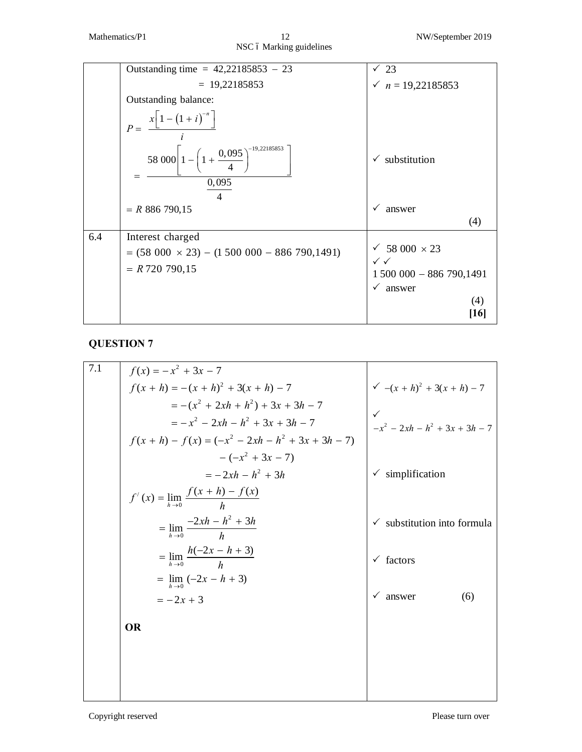| | | |
|---|---|---|
| | Outstanding time $= 42{,}22185853 - 23$ <br> $= 19{,}22185853$ <br> Outstanding balance: <br> $P = \dfrac{x\left[1-(1+i)^{-n}\right]}{i}$ <br> $= \dfrac{58\ 000\left[1-\left(1+\dfrac{0{,}095}{4}\right)^{-19{,}22185853}\right]}{\dfrac{0{,}095}{4}}$ <br> $= R\ 886\ 790{,}15$ | ✓ 23 <br> ✓ $n = 19{,}22185853$ <br><br><br> ✓ substitution <br><br> ✓ answer <br> (4) |
| 6.4 | Interest charged <br> $= (58\ 000 \times 23) - (1\ 500\ 000 - 886\ 790{,}1491)$ <br> $= R\ 720\ 790{,}15$ | ✓ $58\ 000 \times 23$ <br> ✓✓ $1\ 500\ 000 - 886\ 790{,}1491$ <br> ✓ answer <br> (4) <br> **[16]** |

## QUESTION 7

| | | |
|---|---|---|
| 7.1 | $f(x) = -x^2 + 3x - 7$ <br> $f(x+h) = -(x+h)^2 + 3(x+h) - 7$ <br> $= -(x^2 + 2xh + h^2) + 3x + 3h - 7$ <br> $= -x^2 - 2xh - h^2 + 3x + 3h - 7$ <br> $f(x+h) - f(x) = (-x^2 - 2xh - h^2 + 3x + 3h - 7)$ <br> $- (-x^2 + 3x - 7)$ <br> $= -2xh - h^2 + 3h$ <br> $f'(x) = \lim\limits_{h \to 0} \dfrac{f(x+h) - f(x)}{h}$ <br> $= \lim\limits_{h \to 0} \dfrac{-2xh - h^2 + 3h}{h}$ <br> $= \lim\limits_{h \to 0} \dfrac{h(-2x - h + 3)}{h}$ <br> $= \lim\limits_{h \to 0} (-2x - h + 3)$ <br> $= -2x + 3$ <br><br> **OR** | ✓ $-(x+h)^2 + 3(x+h) - 7$ <br> ✓ $-x^2 - 2xh - h^2 + 3x + 3h - 7$ <br><br> ✓ simplification <br><br> ✓ substitution into formula <br> ✓ factors <br> ✓ answer (6) |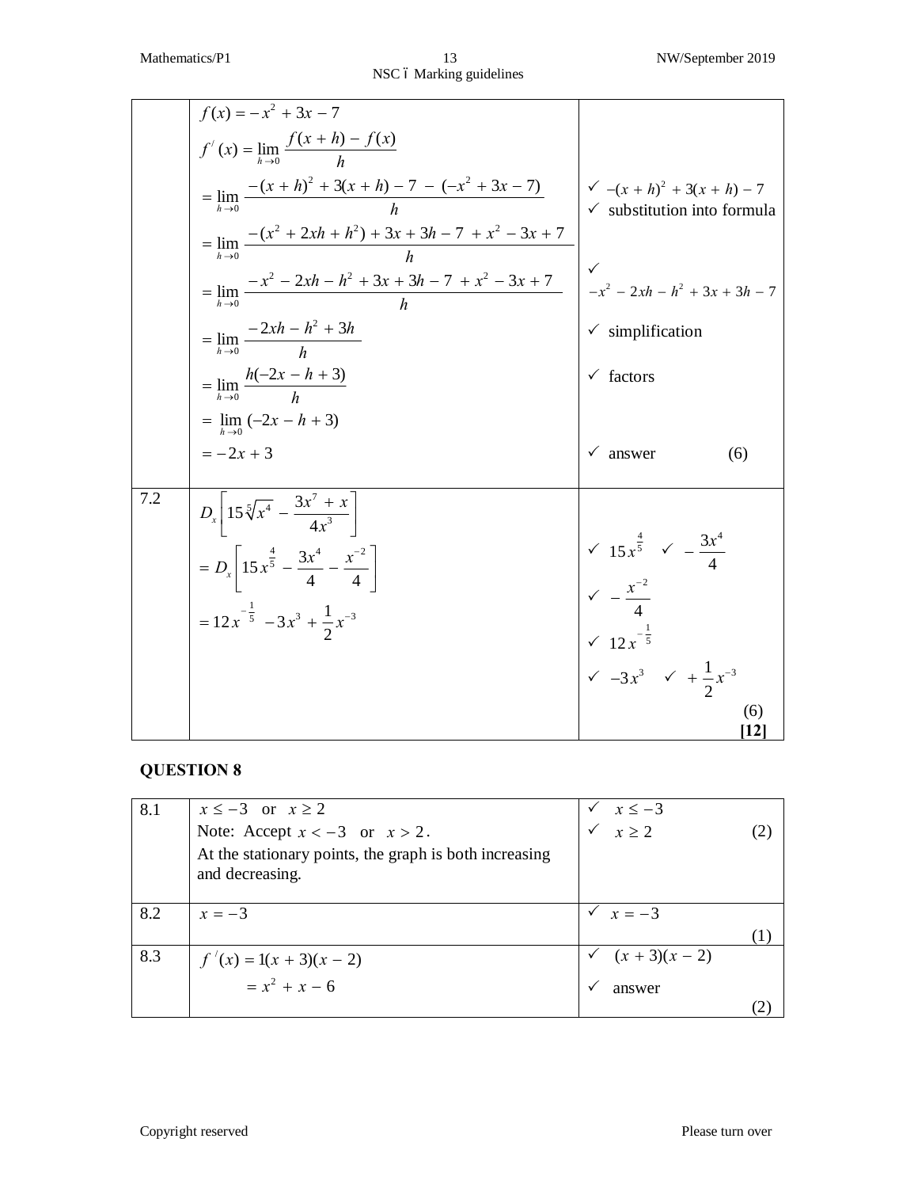| | | |
|---|---|---|
| | $f(x) = -x^2 + 3x - 7$ <br> $f^/(x) = \lim_{h \to 0} \frac{f(x+h) - f(x)}{h}$ <br> $= \lim_{h \to 0} \frac{-(x+h)^2 + 3(x+h) - 7 - (-x^2 + 3x - 7)}{h}$ <br> $= \lim_{h \to 0} \frac{-(x^2 + 2xh + h^2) + 3x + 3h - 7 + x^2 - 3x + 7}{h}$ <br> $= \lim_{h \to 0} \frac{-x^2 - 2xh - h^2 + 3x + 3h - 7 + x^2 - 3x + 7}{h}$ <br> $= \lim_{h \to 0} \frac{-2xh - h^2 + 3h}{h}$ <br> $= \lim_{h \to 0} \frac{h(-2x - h + 3)}{h}$ <br> $= \lim_{h \to 0} (-2x - h + 3)$ <br> $= -2x + 3$ | ✓ $-(x+h)^2 + 3(x+h) - 7$ <br> ✓ substitution into formula <br><br> ✓ $-x^2 - 2xh - h^2 + 3x + 3h - 7$ <br> ✓ simplification <br> ✓ factors <br><br> ✓ answer (6) |
| 7.2 | $D_x\left[15\sqrt[5]{x^4} - \frac{3x^7 + x}{4x^3}\right]$ <br> $= D_x\left[15x^{\frac{4}{5}} - \frac{3x^4}{4} - \frac{x^{-2}}{4}\right]$ <br> $= 12x^{-\frac{1}{5}} - 3x^3 + \frac{1}{2}x^{-3}$ | ✓ $15x^{\frac{4}{5}}$ ✓ $-\frac{3x^4}{4}$ <br> ✓ $-\frac{x^{-2}}{4}$ <br> ✓ $12x^{-\frac{1}{5}}$ <br> ✓ $-3x^3$ ✓ $+\frac{1}{2}x^{-3}$ <br> (6) <br> **[12]** |

## QUESTION 8

| | | |
|---|---|---|
| 8.1 | $x \leq -3$ or $x \geq 2$ <br> Note: Accept $x < -3$ or $x > 2$. <br> At the stationary points, the graph is both increasing and decreasing. | ✓ $x \leq -3$ <br> ✓ $x \geq 2$ (2) |
| 8.2 | $x = -3$ | ✓ $x = -3$ <br> (1) |
| 8.3 | $f^/(x) = 1(x+3)(x-2)$ <br> $= x^2 + x - 6$ | ✓ $(x+3)(x-2)$ <br> ✓ answer <br> (2) |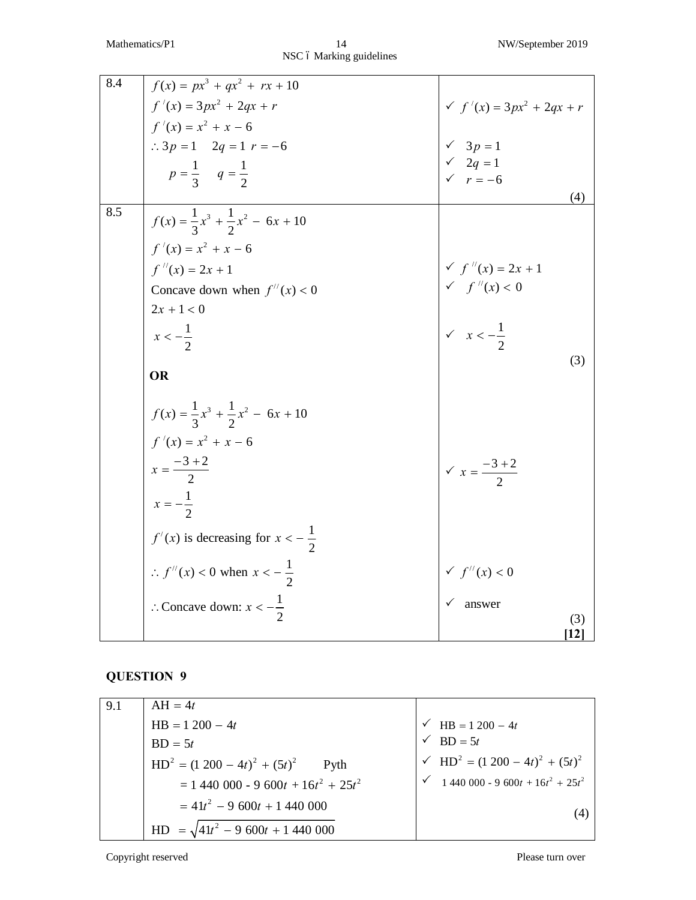| | | |
|---|---|---|
| 8.4 | $f(x) = px^3 + qx^2 + rx + 10$<br>$f'(x) = 3px^2 + 2qx + r$<br>$f'(x) = x^2 + x - 6$<br>$\therefore 3p = 1 \quad 2q = 1 \quad r = -6$<br>$p = \frac{1}{3} \quad q = \frac{1}{2}$ | ✓ $f'(x) = 3px^2 + 2qx + r$<br>✓ $3p = 1$<br>✓ $2q = 1$<br>✓ $r = -6$<br>(4) |
| 8.5 | $f(x) = \frac{1}{3}x^3 + \frac{1}{2}x^2 - 6x + 10$<br>$f'(x) = x^2 + x - 6$<br>$f''(x) = 2x + 1$<br>Concave down when $f''(x) < 0$<br>$2x + 1 < 0$<br>$x < -\frac{1}{2}$<br><br>**OR**<br><br>$f(x) = \frac{1}{3}x^3 + \frac{1}{2}x^2 - 6x + 10$<br>$f'(x) = x^2 + x - 6$<br>$x = \frac{-3+2}{2}$<br>$x = -\frac{1}{2}$<br>$f'(x)$ is decreasing for $x < -\frac{1}{2}$<br>$\therefore f''(x) < 0$ when $x < -\frac{1}{2}$<br>$\therefore$ Concave down: $x < -\frac{1}{2}$ | ✓ $f''(x) = 2x + 1$<br>✓ $f''(x) < 0$<br>✓ $x < -\frac{1}{2}$<br>(3)<br><br><br>✓ $x = \frac{-3+2}{2}$<br>✓ $f''(x) < 0$<br>✓ answer<br>(3)<br>**[12]** |

## QUESTION 9

| | | |
|---|---|---|
| 9.1 | $AH = 4t$<br>$HB = 1\,200 - 4t$<br>$BD = 5t$<br>$HD^2 = (1\,200 - 4t)^2 + (5t)^2$ Pyth<br>$= 1\,440\,000 - 9\,600t + 16t^2 + 25t^2$<br>$= 41t^2 - 9\,600t + 1\,440\,000$<br>$HD = \sqrt{41t^2 - 9\,600t + 1\,440\,000}$ | ✓ $HB = 1\,200 - 4t$<br>✓ $BD = 5t$<br>✓ $HD^2 = (1\,200 - 4t)^2 + (5t)^2$<br>✓ $1\,440\,000 - 9\,600t + 16t^2 + 25t^2$<br>(4) |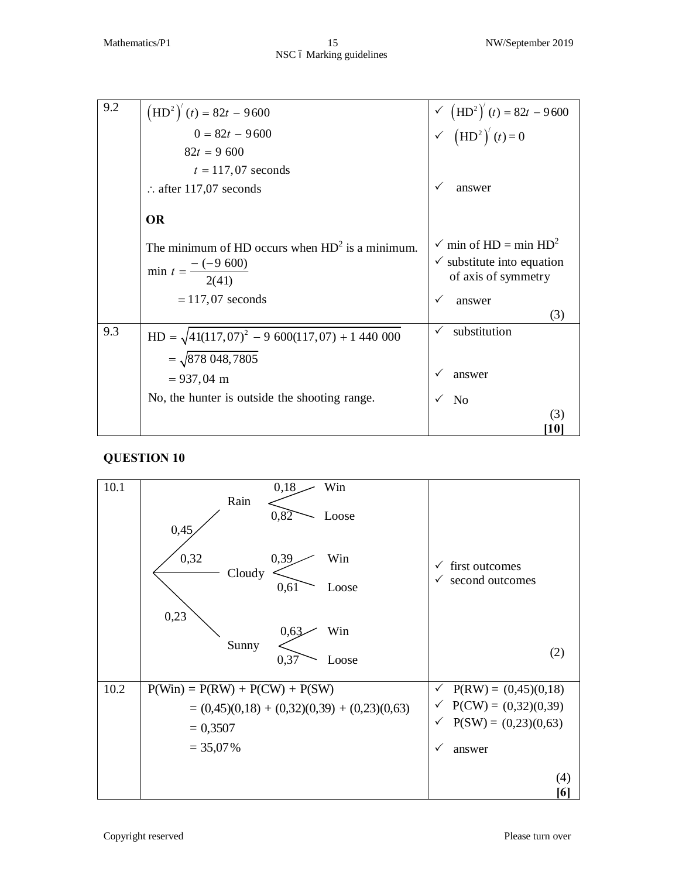| | | |
|---|---|---|
| 9.2 | $\left(\text{HD}^2\right)'(t) = 82t - 9\,600$<br>$0 = 82t - 9\,600$<br>$82t = 9\,600$<br>$t = 117,07$ seconds<br>$\therefore$ after 117,07 seconds<br><br>**OR**<br><br>The minimum of HD occurs when $\text{HD}^2$ is a minimum.<br>$\text{min } t = \dfrac{-(-9\,600)}{2(41)}$<br>$= 117,07$ seconds | ✓ $\left(\text{HD}^2\right)'(t) = 82t - 9\,600$<br>✓ $\left(\text{HD}^2\right)'(t) = 0$<br><br>✓ answer<br><br>✓ min of HD = min $\text{HD}^2$<br>✓ substitute into equation of axis of symmetry<br>✓ answer<br>(3) |
| 9.3 | $\text{HD} = \sqrt{41(117,07)^2 - 9\,600(117,07) + 1\,440\,000}$<br>$= \sqrt{878\,048,7805}$<br>$= 937,04$ m<br>No, the hunter is outside the shooting range. | ✓ substitution<br><br>✓ answer<br>✓ No<br>(3)<br>**[10]** |

## QUESTION 10

| | | |
|---|---|---|
| 10.1 | Tree diagram:<br>Rain (0,45) → Win (0,18); Loose (0,82)<br>Cloudy (0,32) → Win (0,39); Loose (0,61)<br>Sunny (0,23) → Win (0,63); Loose (0,37) | ✓ first outcomes<br>✓ second outcomes<br><br>(2) |
| 10.2 | P(Win) = P(RW) + P(CW) + P(SW)<br>$= (0,45)(0,18) + (0,32)(0,39) + (0,23)(0,63)$<br>$= 0,3507$<br>$= 35,07\%$ | ✓ P(RW) = (0,45)(0,18)<br>✓ P(CW) = (0,32)(0,39)<br>✓ P(SW) = (0,23)(0,63)<br>✓ answer<br><br>(4)<br>**[6]** |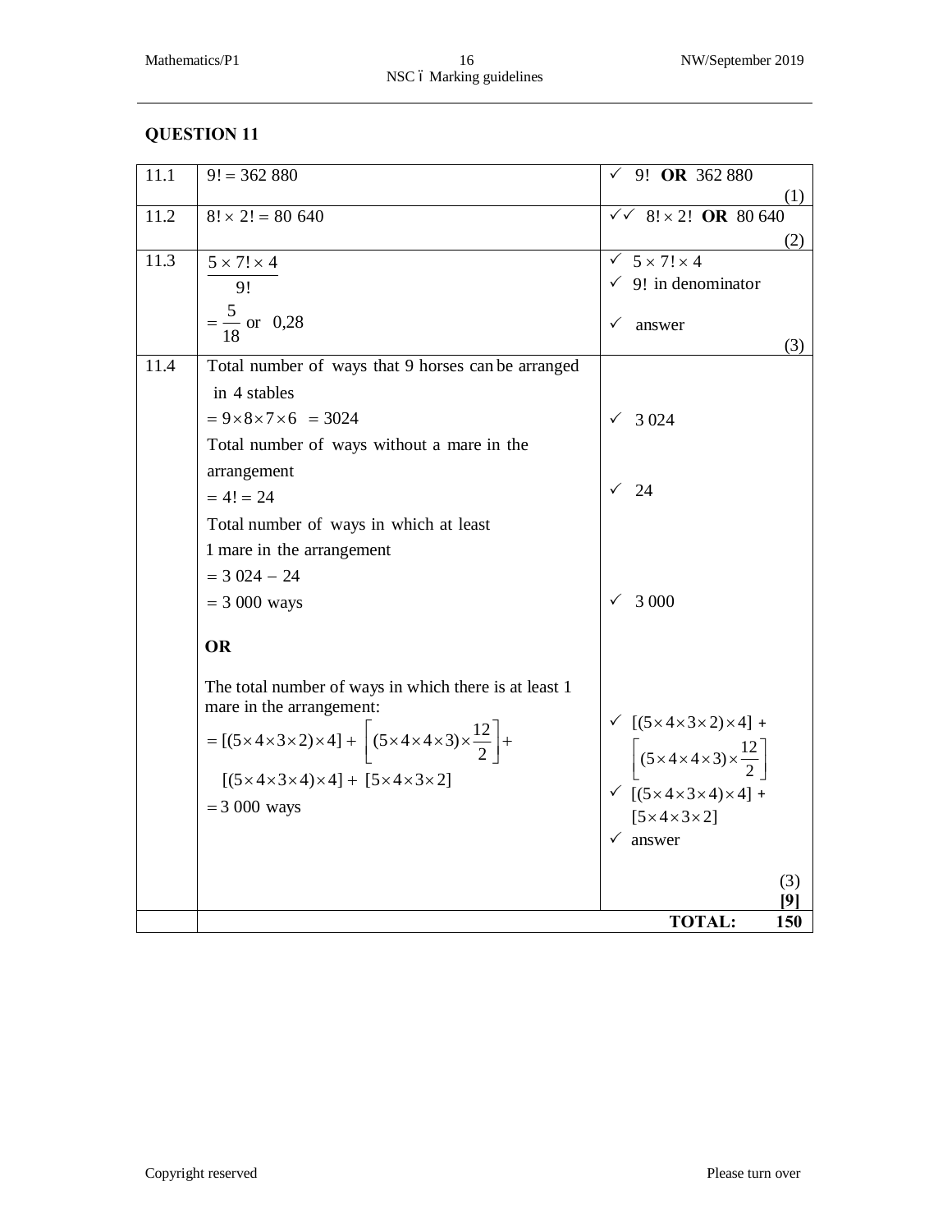## QUESTION 11

| | | |
|---|---|---|
| 11.1 | $9! = 362\ 880$ | ✓ $9!$ **OR** $362\ 880$ (1) |
| 11.2 | $8! \times 2! = 80\ 640$ | ✓✓ $8! \times 2!$ **OR** $80\ 640$ (2) |
| 11.3 | $\dfrac{5 \times 7! \times 4}{9!}$ <br> $= \dfrac{5}{18}$ or $0{,}28$ | ✓ $5 \times 7! \times 4$ <br> ✓ $9!$ in denominator <br> ✓ answer (3) |
| 11.4 | Total number of ways that 9 horses can be arranged in 4 stables <br> $= 9 \times 8 \times 7 \times 6 = 3024$ <br> Total number of ways without a mare in the arrangement <br> $= 4! = 24$ <br> Total number of ways in which at least 1 mare in the arrangement <br> $= 3\ 024 - 24$ <br> $= 3\ 000$ ways <br><br> **OR** <br><br> The total number of ways in which there is at least 1 mare in the arrangement: <br> $= [(5 \times 4 \times 3 \times 2) \times 4] + \left[(5 \times 4 \times 4 \times 3) \times \dfrac{12}{2}\right] +$ <br> $[(5 \times 4 \times 3 \times 4) \times 4] + [5 \times 4 \times 3 \times 2]$ <br> $= 3\ 000$ ways | ✓ $3\ 024$ <br><br> ✓ $24$ <br><br> ✓ $3\ 000$ <br><br><br> ✓ $[(5 \times 4 \times 3 \times 2) \times 4] + \left[(5 \times 4 \times 4 \times 3) \times \dfrac{12}{2}\right]$ <br> ✓ $[(5 \times 4 \times 3 \times 4) \times 4] + [5 \times 4 \times 3 \times 2]$ <br> ✓ answer <br><br> (3) <br> **[9]** |
| | | **TOTAL: 150** |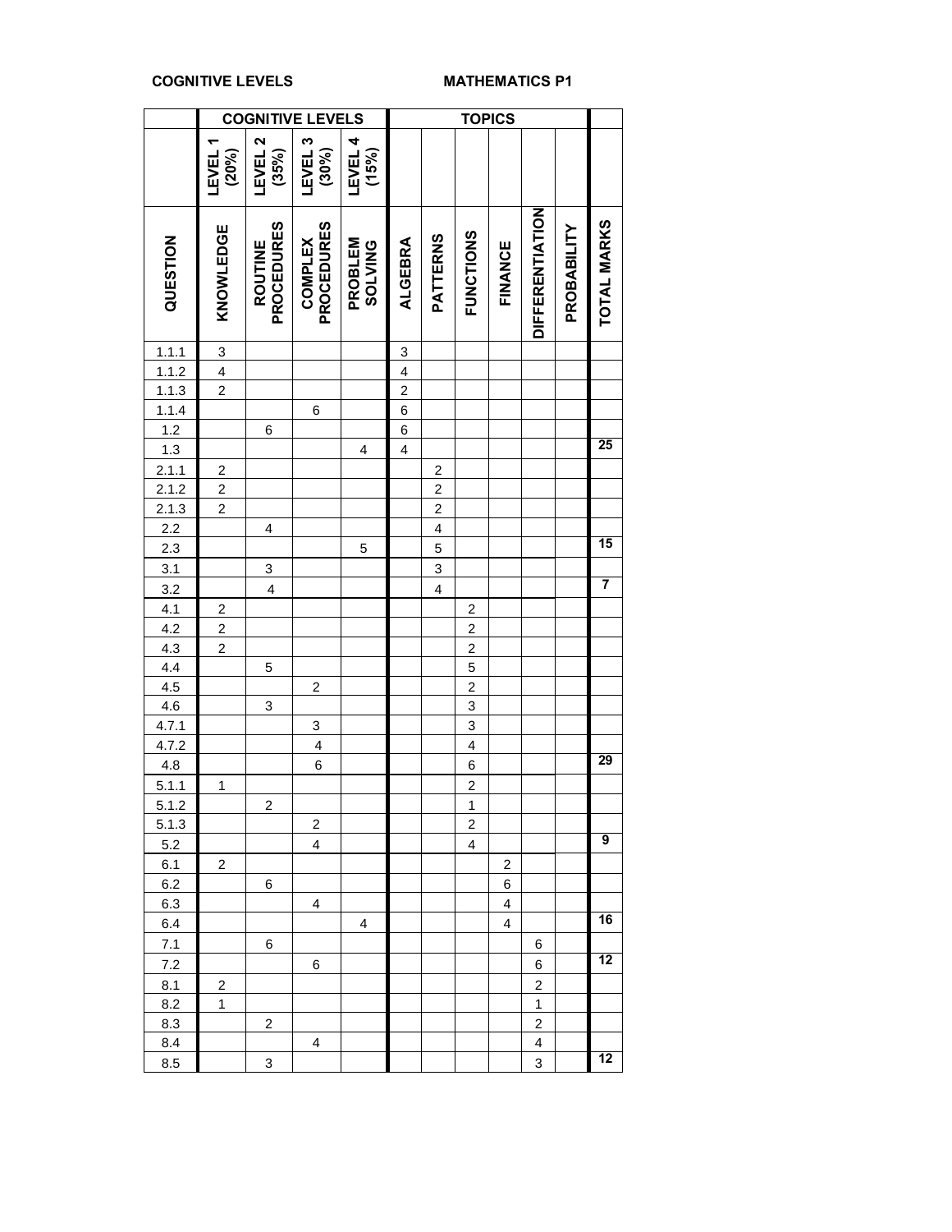**COGNITIVE LEVELS** **MATHEMATICS P1**

| | COGNITIVE LEVELS | | | | TOPICS | | | | | | |
|---|---|---|---|---|---|---|---|---|---|---|---|
| | LEVEL 1 (20%) | LEVEL 2 (35%) | LEVEL 3 (30%) | LEVEL 4 (15%) | | | | | | | |
| QUESTION | KNOWLEDGE | ROUTINE PROCEDURES | COMPLEX PROCEDURES | PROBLEM SOLVING | ALGEBRA | PATTERNS | FUNCTIONS | FINANCE | DIFFERENTIATION | PROBABILITY | TOTAL MARKS |
| 1.1.1 | 3 | | | | 3 | | | | | | |
| 1.1.2 | 4 | | | | 4 | | | | | | |
| 1.1.3 | 2 | | | | 2 | | | | | | |
| 1.1.4 | | | 6 | | 6 | | | | | | |
| 1.2 | | 6 | | | 6 | | | | | | |
| 1.3 | | | | 4 | 4 | | | | | | 25 |
| 2.1.1 | 2 | | | | | 2 | | | | | |
| 2.1.2 | 2 | | | | | 2 | | | | | |
| 2.1.3 | 2 | | | | | 2 | | | | | |
| 2.2 | | 4 | | | | 4 | | | | | |
| 2.3 | | | | 5 | | 5 | | | | | 15 |
| 3.1 | | 3 | | | | 3 | | | | | |
| 3.2 | | 4 | | | | 4 | | | | | 7 |
| 4.1 | 2 | | | | | | 2 | | | | |
| 4.2 | 2 | | | | | | 2 | | | | |
| 4.3 | 2 | | | | | | 2 | | | | |
| 4.4 | | 5 | | | | | 5 | | | | |
| 4.5 | | | 2 | | | | 2 | | | | |
| 4.6 | | 3 | | | | | 3 | | | | |
| 4.7.1 | | | 3 | | | | 3 | | | | |
| 4.7.2 | | | 4 | | | | 4 | | | | |
| 4.8 | | | 6 | | | | 6 | | | | 29 |
| 5.1.1 | 1 | | | | | | 2 | | | | |
| 5.1.2 | | 2 | | | | | 1 | | | | |
| 5.1.3 | | | 2 | | | | 2 | | | | |
| 5.2 | | | 4 | | | | 4 | | | | 9 |
| 6.1 | 2 | | | | | | | 2 | | | |
| 6.2 | | 6 | | | | | | 6 | | | |
| 6.3 | | | 4 | | | | | 4 | | | |
| 6.4 | | | | 4 | | | | 4 | | | 16 |
| 7.1 | | 6 | | | | | | | 6 | | |
| 7.2 | | | 6 | | | | | | 6 | | 12 |
| 8.1 | 2 | | | | | | | | 2 | | |
| 8.2 | 1 | | | | | | | | 1 | | |
| 8.3 | | 2 | | | | | | | 2 | | |
| 8.4 | | | 4 | | | | | | 4 | | |
| 8.5 | | 3 | | | | | | | 3 | | 12 |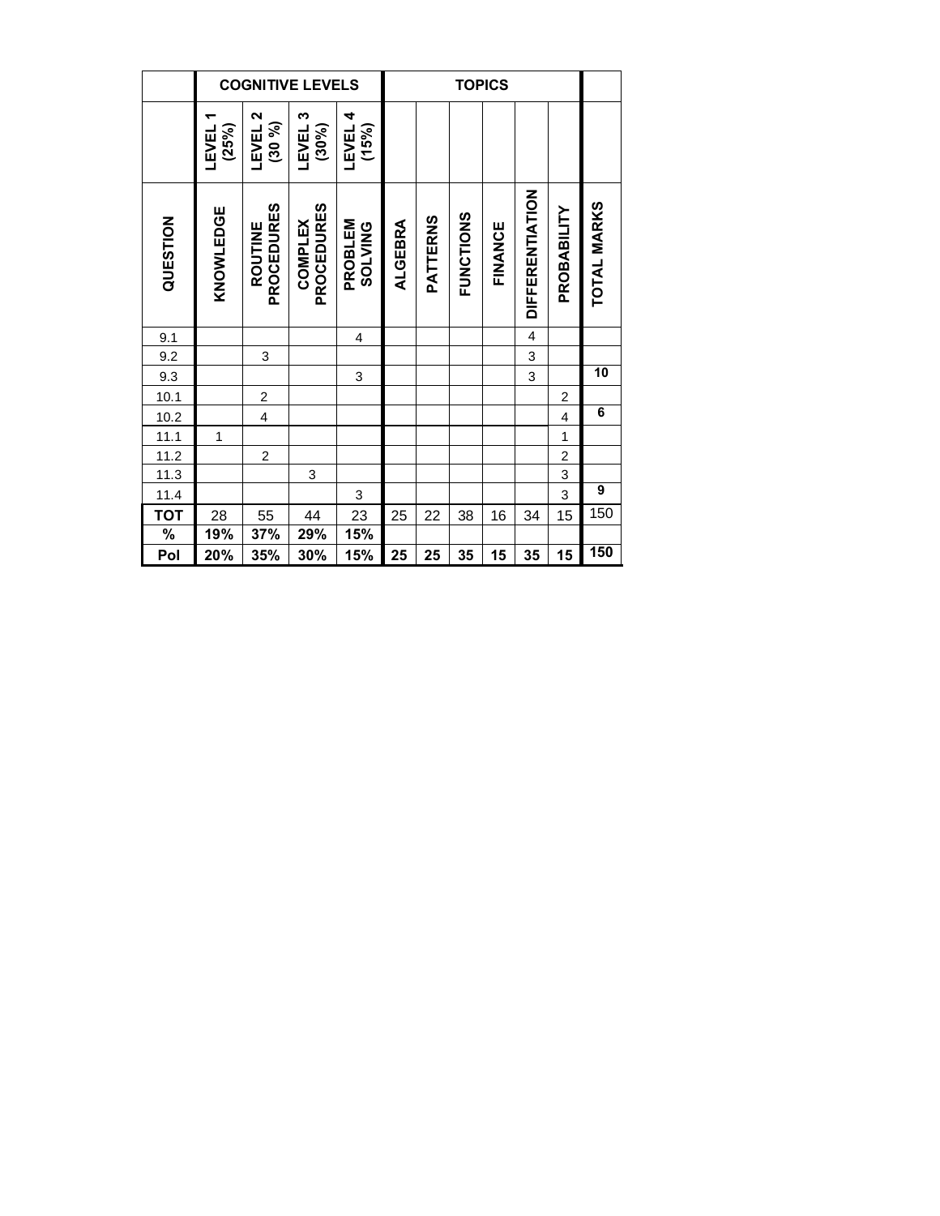| | COGNITIVE LEVELS | | | | TOPICS | | | | | | |
|---|---|---|---|---|---|---|---|---|---|---|---|
| | LEVEL 1 (25%) | LEVEL 2 (30 %) | LEVEL 3 (30%) | LEVEL 4 (15%) | | | | | | | |
| QUESTION | KNOWLEDGE | ROUTINE PROCEDURES | COMPLEX PROCEDURES | PROBLEM SOLVING | ALGEBRA | PATTERNS | FUNCTIONS | FINANCE | DIFFERENTIATION | PROBABILITY | TOTAL MARKS |
| 9.1 | | | | 4 | | | | | 4 | | |
| 9.2 | | 3 | | | | | | | 3 | | |
| 9.3 | | | | 3 | | | | | 3 | | **10** |
| 10.1 | | 2 | | | | | | | | 2 | |
| 10.2 | | 4 | | | | | | | | 4 | **6** |
| 11.1 | 1 | | | | | | | | | 1 | |
| 11.2 | | 2 | | | | | | | | 2 | |
| 11.3 | | | 3 | | | | | | | 3 | |
| 11.4 | | | | 3 | | | | | | 3 | **9** |
| **TOT** | 28 | 55 | 44 | 23 | 25 | 22 | 38 | 16 | 34 | 15 | 150 |
| **%** | **19%** | **37%** | **29%** | **15%** | | | | | | | |
| **Pol** | **20%** | **35%** | **30%** | **15%** | **25** | **25** | **35** | **15** | **35** | **15** | **150** |